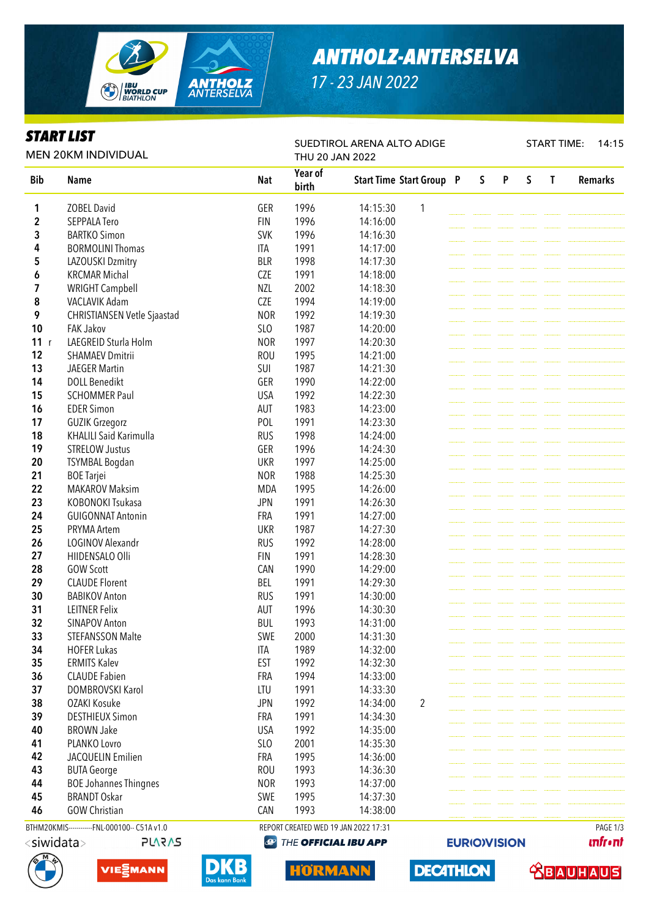# ANTHOLZ-ANTERSELVA

17 - 23 JAN 2022

## START LIST

MEN 20KM INDIVIDUAL

SUEDTIROL ARENA ALTO ADIGE
THU 20 JAN 2022

START TIME: 14:15

| Bib | Name | Nat | Year of birth | Start Time | Start Group | P | S | P | S | T | Remarks |
|---|---|---|---|---|---|---|---|---|---|---|---|
| 1 | ZOBEL David | GER | 1996 | 14:15:30 | 1 | | | | | | |
| 2 | SEPPALA Tero | FIN | 1996 | 14:16:00 | | | | | | | |
| 3 | BARTKO Simon | SVK | 1996 | 14:16:30 | | | | | | | |
| 4 | BORMOLINI Thomas | ITA | 1991 | 14:17:00 | | | | | | | |
| 5 | LAZOUSKI Dzmitry | BLR | 1998 | 14:17:30 | | | | | | | |
| 6 | KRCMAR Michal | CZE | 1991 | 14:18:00 | | | | | | | |
| 7 | WRIGHT Campbell | NZL | 2002 | 14:18:30 | | | | | | | |
| 8 | VACLAVIK Adam | CZE | 1994 | 14:19:00 | | | | | | | |
| 9 | CHRISTIANSEN Vetle Sjaastad | NOR | 1992 | 14:19:30 | | | | | | | |
| 10 | FAK Jakov | SLO | 1987 | 14:20:00 | | | | | | | |
| 11 r | LAEGREID Sturla Holm | NOR | 1997 | 14:20:30 | | | | | | | |
| 12 | SHAMAEV Dmitrii | ROU | 1995 | 14:21:00 | | | | | | | |
| 13 | JAEGER Martin | SUI | 1987 | 14:21:30 | | | | | | | |
| 14 | DOLL Benedikt | GER | 1990 | 14:22:00 | | | | | | | |
| 15 | SCHOMMER Paul | USA | 1992 | 14:22:30 | | | | | | | |
| 16 | EDER Simon | AUT | 1983 | 14:23:00 | | | | | | | |
| 17 | GUZIK Grzegorz | POL | 1991 | 14:23:30 | | | | | | | |
| 18 | KHALILI Said Karimulla | RUS | 1998 | 14:24:00 | | | | | | | |
| 19 | STRELOW Justus | GER | 1996 | 14:24:30 | | | | | | | |
| 20 | TSYMBAL Bogdan | UKR | 1997 | 14:25:00 | | | | | | | |
| 21 | BOE Tarjei | NOR | 1988 | 14:25:30 | | | | | | | |
| 22 | MAKAROV Maksim | MDA | 1995 | 14:26:00 | | | | | | | |
| 23 | KOBONOKI Tsukasa | JPN | 1991 | 14:26:30 | | | | | | | |
| 24 | GUIGONNAT Antonin | FRA | 1991 | 14:27:00 | | | | | | | |
| 25 | PRYMA Artem | UKR | 1987 | 14:27:30 | | | | | | | |
| 26 | LOGINOV Alexandr | RUS | 1992 | 14:28:00 | | | | | | | |
| 27 | HIIDENSALO Olli | FIN | 1991 | 14:28:30 | | | | | | | |
| 28 | GOW Scott | CAN | 1990 | 14:29:00 | | | | | | | |
| 29 | CLAUDE Florent | BEL | 1991 | 14:29:30 | | | | | | | |
| 30 | BABIKOV Anton | RUS | 1991 | 14:30:00 | | | | | | | |
| 31 | LEITNER Felix | AUT | 1996 | 14:30:30 | | | | | | | |
| 32 | SINAPOV Anton | BUL | 1993 | 14:31:00 | | | | | | | |
| 33 | STEFANSSON Malte | SWE | 2000 | 14:31:30 | | | | | | | |
| 34 | HOFER Lukas | ITA | 1989 | 14:32:00 | | | | | | | |
| 35 | ERMITS Kalev | EST | 1992 | 14:32:30 | | | | | | | |
| 36 | CLAUDE Fabien | FRA | 1994 | 14:33:00 | | | | | | | |
| 37 | DOMBROVSKI Karol | LTU | 1991 | 14:33:30 | | | | | | | |
| 38 | OZAKI Kosuke | JPN | 1992 | 14:34:00 | 2 | | | | | | |
| 39 | DESTHIEUX Simon | FRA | 1991 | 14:34:30 | | | | | | | |
| 40 | BROWN Jake | USA | 1992 | 14:35:00 | | | | | | | |
| 41 | PLANKO Lovro | SLO | 2001 | 14:35:30 | | | | | | | |
| 42 | JACQUELIN Emilien | FRA | 1995 | 14:36:00 | | | | | | | |
| 43 | BUTA George | ROU | 1993 | 14:36:30 | | | | | | | |
| 44 | BOE Johannes Thingnes | NOR | 1993 | 14:37:00 | | | | | | | |
| 45 | BRANDT Oskar | SWE | 1995 | 14:37:30 | | | | | | | |
| 46 | GOW Christian | CAN | 1993 | 14:38:00 | | | | | | | |

BTHM20KMIS-----------FNL-000100-- C51A v1.0 REPORT CREATED WED 19 JAN 2022 17:31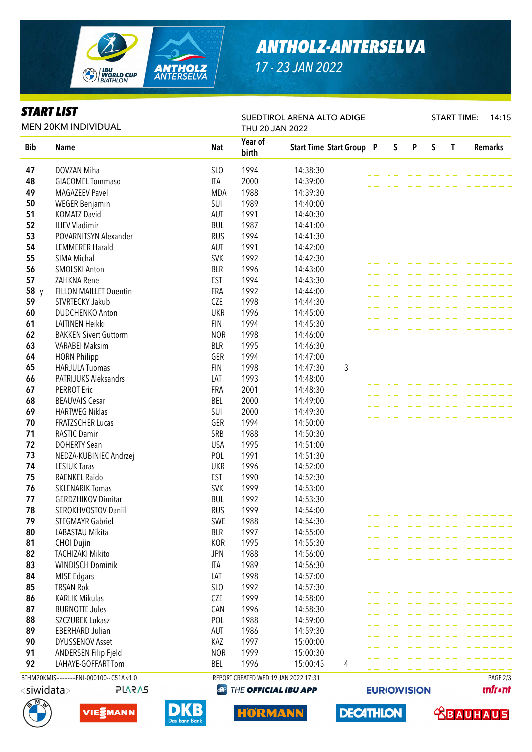# ANTHOLZ-ANTERSELVA

17 - 23 JAN 2022

## START LIST

MEN 20KM INDIVIDUAL

SUEDTIROL ARENA ALTO ADIGE
THU 20 JAN 2022

START TIME: 14:15

| Bib | Name | Nat | Year of birth | Start Time | Start Group | P | S | P | S | T | Remarks |
|---|---|---|---|---|---|---|---|---|---|---|---|
| 47 | DOVZAN Miha | SLO | 1994 | 14:38:30 | | | | | | | |
| 48 | GIACOMEL Tommaso | ITA | 2000 | 14:39:00 | | | | | | | |
| 49 | MAGAZEEV Pavel | MDA | 1988 | 14:39:30 | | | | | | | |
| 50 | WEGER Benjamin | SUI | 1989 | 14:40:00 | | | | | | | |
| 51 | KOMATZ David | AUT | 1991 | 14:40:30 | | | | | | | |
| 52 | ILIEV Vladimir | BUL | 1987 | 14:41:00 | | | | | | | |
| 53 | POVARNITSYN Alexander | RUS | 1994 | 14:41:30 | | | | | | | |
| 54 | LEMMERER Harald | AUT | 1991 | 14:42:00 | | | | | | | |
| 55 | SIMA Michal | SVK | 1992 | 14:42:30 | | | | | | | |
| 56 | SMOLSKI Anton | BLR | 1996 | 14:43:00 | | | | | | | |
| 57 | ZAHKNA Rene | EST | 1994 | 14:43:30 | | | | | | | |
| 58 y | FILLON MAILLET Quentin | FRA | 1992 | 14:44:00 | | | | | | | |
| 59 | STVRTECKY Jakub | CZE | 1998 | 14:44:30 | | | | | | | |
| 60 | DUDCHENKO Anton | UKR | 1996 | 14:45:00 | | | | | | | |
| 61 | LAITINEN Heikki | FIN | 1994 | 14:45:30 | | | | | | | |
| 62 | BAKKEN Sivert Guttorm | NOR | 1998 | 14:46:00 | | | | | | | |
| 63 | VARABEI Maksim | BLR | 1995 | 14:46:30 | | | | | | | |
| 64 | HORN Philipp | GER | 1994 | 14:47:00 | | | | | | | |
| 65 | HARJULA Tuomas | FIN | 1998 | 14:47:30 | 3 | | | | | | |
| 66 | PATRIJUKS Aleksandrs | LAT | 1993 | 14:48:00 | | | | | | | |
| 67 | PERROT Eric | FRA | 2001 | 14:48:30 | | | | | | | |
| 68 | BEAUVAIS Cesar | BEL | 2000 | 14:49:00 | | | | | | | |
| 69 | HARTWEG Niklas | SUI | 2000 | 14:49:30 | | | | | | | |
| 70 | FRATZSCHER Lucas | GER | 1994 | 14:50:00 | | | | | | | |
| 71 | RASTIC Damir | SRB | 1988 | 14:50:30 | | | | | | | |
| 72 | DOHERTY Sean | USA | 1995 | 14:51:00 | | | | | | | |
| 73 | NEDZA-KUBINIEC Andrzej | POL | 1991 | 14:51:30 | | | | | | | |
| 74 | LESIUK Taras | UKR | 1996 | 14:52:00 | | | | | | | |
| 75 | RAENKEL Raido | EST | 1990 | 14:52:30 | | | | | | | |
| 76 | SKLENARIK Tomas | SVK | 1999 | 14:53:00 | | | | | | | |
| 77 | GERDZHIKOV Dimitar | BUL | 1992 | 14:53:30 | | | | | | | |
| 78 | SEROKHVOSTOV Daniil | RUS | 1999 | 14:54:00 | | | | | | | |
| 79 | STEGMAYR Gabriel | SWE | 1988 | 14:54:30 | | | | | | | |
| 80 | LABASTAU Mikita | BLR | 1997 | 14:55:00 | | | | | | | |
| 81 | CHOI Dujin | KOR | 1995 | 14:55:30 | | | | | | | |
| 82 | TACHIZAKI Mikito | JPN | 1988 | 14:56:00 | | | | | | | |
| 83 | WINDISCH Dominik | ITA | 1989 | 14:56:30 | | | | | | | |
| 84 | MISE Edgars | LAT | 1998 | 14:57:00 | | | | | | | |
| 85 | TRSAN Rok | SLO | 1992 | 14:57:30 | | | | | | | |
| 86 | KARLIK Mikulas | CZE | 1999 | 14:58:00 | | | | | | | |
| 87 | BURNOTTE Jules | CAN | 1996 | 14:58:30 | | | | | | | |
| 88 | SZCZUREK Lukasz | POL | 1988 | 14:59:00 | | | | | | | |
| 89 | EBERHARD Julian | AUT | 1986 | 14:59:30 | | | | | | | |
| 90 | DYUSSENOV Asset | KAZ | 1997 | 15:00:00 | | | | | | | |
| 91 | ANDERSEN Filip Fjeld | NOR | 1999 | 15:00:30 | | | | | | | |
| 92 | LAHAYE-GOFFART Tom | BEL | 1996 | 15:00:45 | 4 | | | | | | |

BTHM20KMIS-----------FNL-000100-- C51A v1.0    REPORT CREATED WED 19 JAN 2022 17:31

THE OFFICIAL IBU APP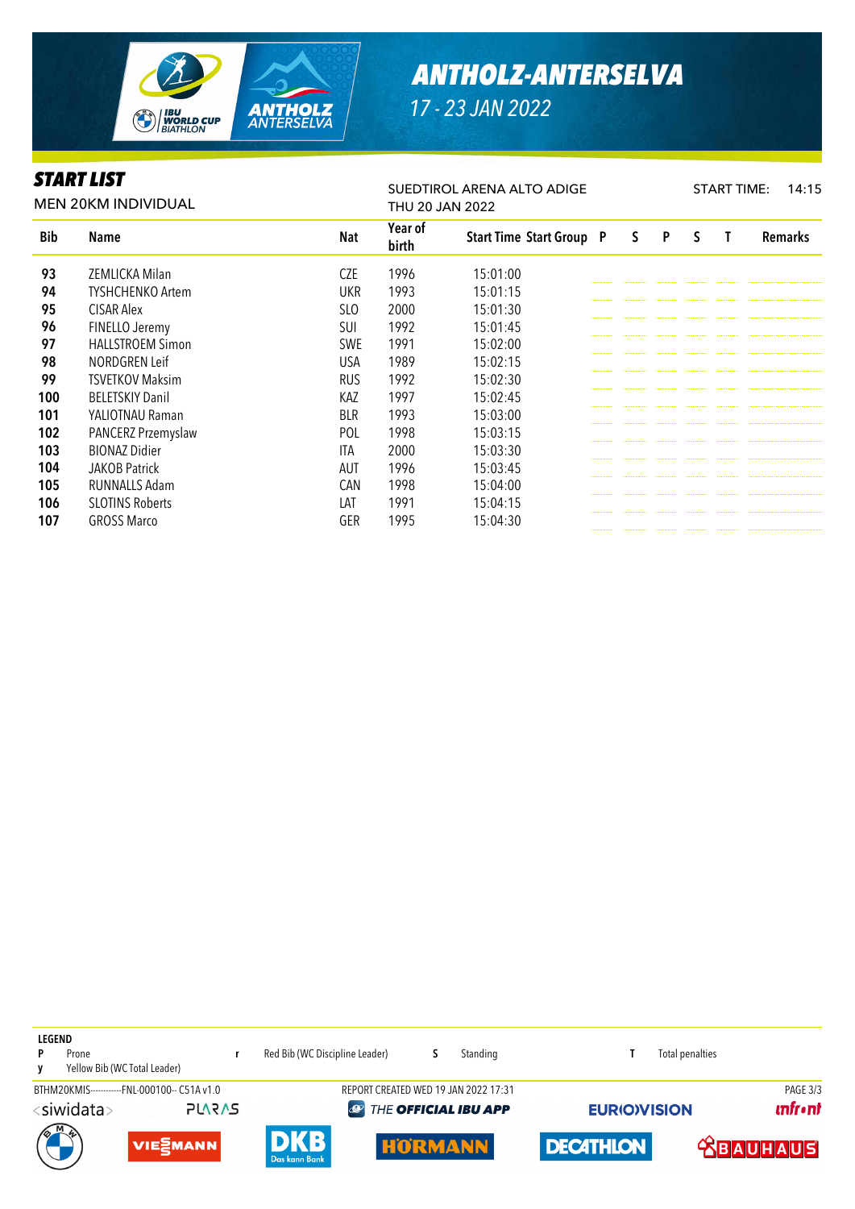# ANTHOLZ-ANTERSELVA

17 - 23 JAN 2022

## START LIST

MEN 20KM INDIVIDUAL

SUEDTIROL ARENA ALTO ADIGE

THU 20 JAN 2022

START TIME: 14:15

| Bib | Name | Nat | Year of birth | Start Time | Start Group | P | S | P | S | T | Remarks |
|---|---|---|---|---|---|---|---|---|---|---|---|
| 93 | ZEMLICKA Milan | CZE | 1996 | 15:01:00 | | | | | | | |
| 94 | TYSHCHENKO Artem | UKR | 1993 | 15:01:15 | | | | | | | |
| 95 | CISAR Alex | SLO | 2000 | 15:01:30 | | | | | | | |
| 96 | FINELLO Jeremy | SUI | 1992 | 15:01:45 | | | | | | | |
| 97 | HALLSTROEM Simon | SWE | 1991 | 15:02:00 | | | | | | | |
| 98 | NORDGREN Leif | USA | 1989 | 15:02:15 | | | | | | | |
| 99 | TSVETKOV Maksim | RUS | 1992 | 15:02:30 | | | | | | | |
| 100 | BELETSKIY Danil | KAZ | 1997 | 15:02:45 | | | | | | | |
| 101 | YALIOTNAU Raman | BLR | 1993 | 15:03:00 | | | | | | | |
| 102 | PANCERZ Przemyslaw | POL | 1998 | 15:03:15 | | | | | | | |
| 103 | BIONAZ Didier | ITA | 2000 | 15:03:30 | | | | | | | |
| 104 | JAKOB Patrick | AUT | 1996 | 15:03:45 | | | | | | | |
| 105 | RUNNALLS Adam | CAN | 1998 | 15:04:00 | | | | | | | |
| 106 | SLOTINS Roberts | LAT | 1991 | 15:04:15 | | | | | | | |
| 107 | GROSS Marco | GER | 1995 | 15:04:30 | | | | | | | |

**LEGEND**

| | | | | | | | |
|---|---|---|---|---|---|---|---|
| P | Prone | r | Red Bib (WC Discipline Leader) | S | Standing | T | Total penalties |
| y | Yellow Bib (WC Total Leader) | | | | | | |

BTHM20KMIS-----------FNL-000100-- C51A v1.0

REPORT CREATED WED 19 JAN 2022 17:31

THE OFFICIAL IBU APP